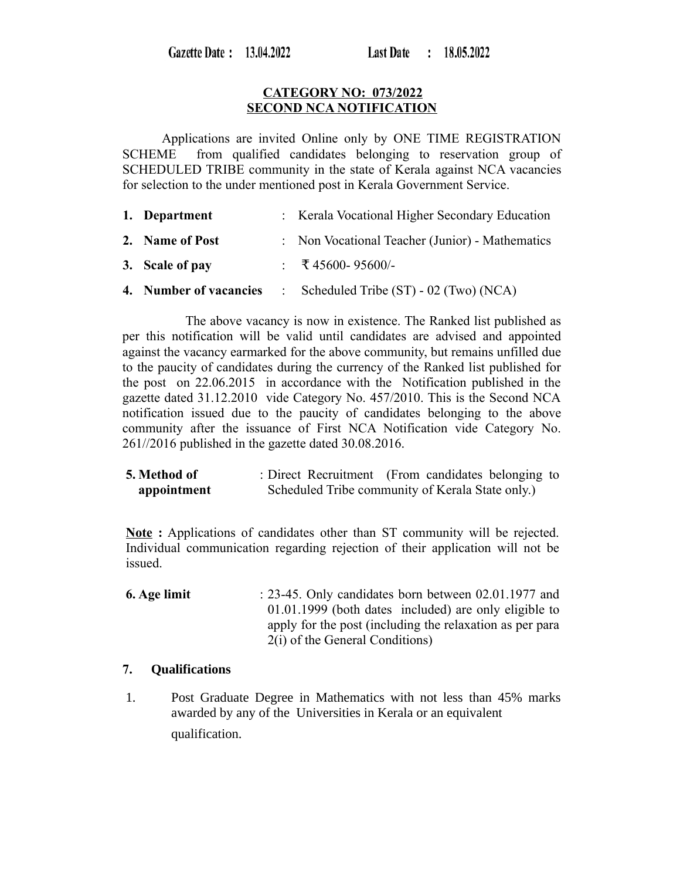**Gazette Date : 13.04.2022 Last Date : 18.05.2022**

**CATEGORY NO: 073/2022**
**SECOND NCA NOTIFICATION**

Applications are invited Online only by ONE TIME REGISTRATION SCHEME from qualified candidates belonging to reservation group of SCHEDULED TRIBE community in the state of Kerala against NCA vacancies for selection to the under mentioned post in Kerala Government Service.

1. **Department** : Kerala Vocational Higher Secondary Education
2. **Name of Post** : Non Vocational Teacher (Junior) - Mathematics
3. **Scale of pay** : ₹ 45600- 95600/-
4. **Number of vacancies** : Scheduled Tribe (ST) - 02 (Two) (NCA)

The above vacancy is now in existence. The Ranked list published as per this notification will be valid until candidates are advised and appointed against the vacancy earmarked for the above community, but remains unfilled due to the paucity of candidates during the currency of the Ranked list published for the post on 22.06.2015 in accordance with the Notification published in the gazette dated 31.12.2010 vide Category No. 457/2010. This is the Second NCA notification issued due to the paucity of candidates belonging to the above community after the issuance of First NCA Notification vide Category No. 261//2016 published in the gazette dated 30.08.2016.

**5. Method of appointment** : Direct Recruitment (From candidates belonging to Scheduled Tribe community of Kerala State only.)

**Note :** Applications of candidates other than ST community will be rejected. Individual communication regarding rejection of their application will not be issued.

**6. Age limit** : 23-45. Only candidates born between 02.01.1977 and 01.01.1999 (both dates included) are only eligible to apply for the post (including the relaxation as per para 2(i) of the General Conditions)

**7. Qualifications**

1. Post Graduate Degree in Mathematics with not less than 45% marks awarded by any of the Universities in Kerala or an equivalent qualification.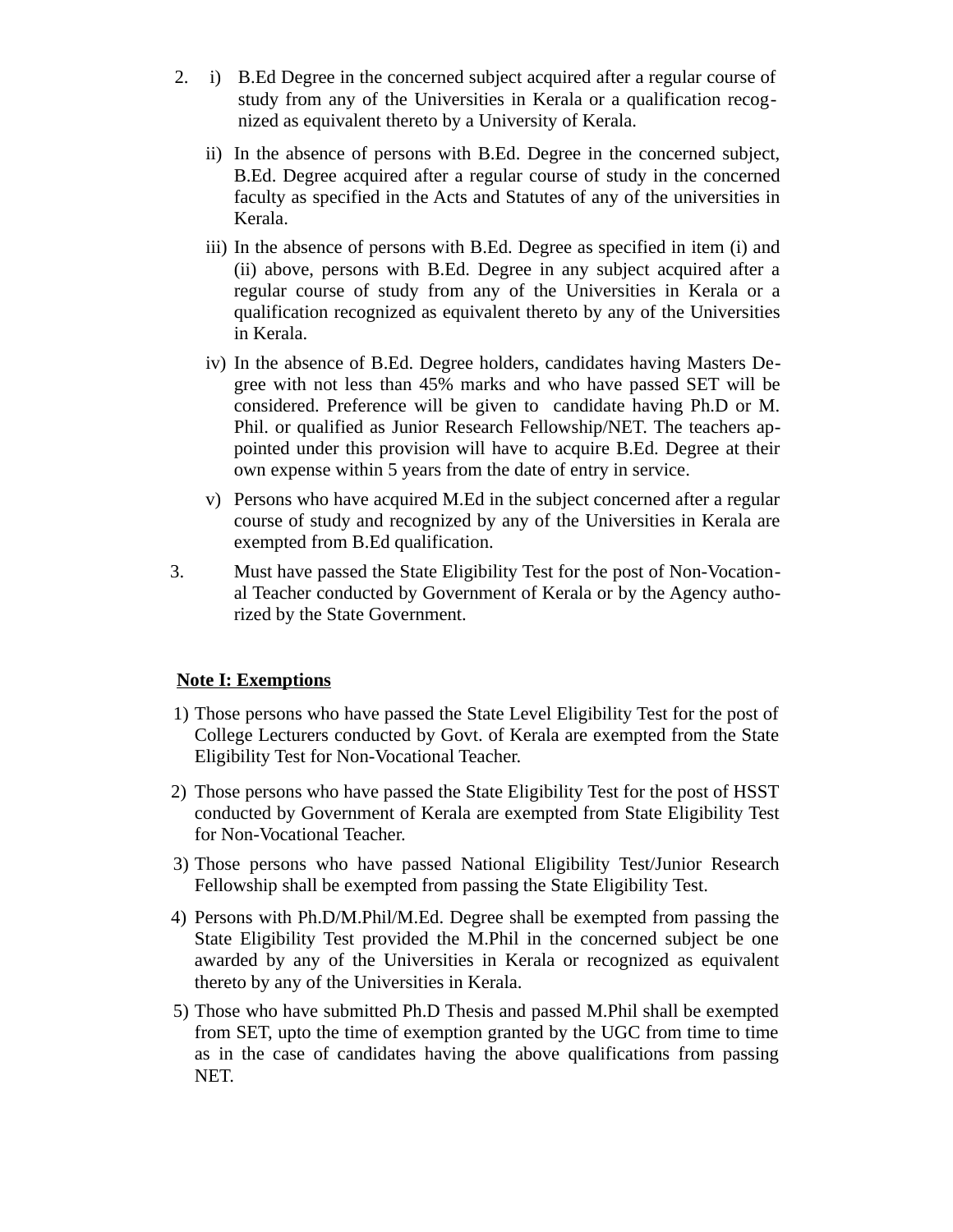2. i) B.Ed Degree in the concerned subject acquired after a regular course of study from any of the Universities in Kerala or a qualification recognized as equivalent thereto by a University of Kerala.

   ii) In the absence of persons with B.Ed. Degree in the concerned subject, B.Ed. Degree acquired after a regular course of study in the concerned faculty as specified in the Acts and Statutes of any of the universities in Kerala.

   iii) In the absence of persons with B.Ed. Degree as specified in item (i) and (ii) above, persons with B.Ed. Degree in any subject acquired after a regular course of study from any of the Universities in Kerala or a qualification recognized as equivalent thereto by any of the Universities in Kerala.

   iv) In the absence of B.Ed. Degree holders, candidates having Masters Degree with not less than 45% marks and who have passed SET will be considered. Preference will be given to candidate having Ph.D or M. Phil. or qualified as Junior Research Fellowship/NET. The teachers appointed under this provision will have to acquire B.Ed. Degree at their own expense within 5 years from the date of entry in service.

   v) Persons who have acquired M.Ed in the subject concerned after a regular course of study and recognized by any of the Universities in Kerala are exempted from B.Ed qualification.

3. Must have passed the State Eligibility Test for the post of Non-Vocational Teacher conducted by Government of Kerala or by the Agency authorized by the State Government.

**<u>Note I: Exemptions</u>**

1) Those persons who have passed the State Level Eligibility Test for the post of College Lecturers conducted by Govt. of Kerala are exempted from the State Eligibility Test for Non-Vocational Teacher.
2) Those persons who have passed the State Eligibility Test for the post of HSST conducted by Government of Kerala are exempted from State Eligibility Test for Non-Vocational Teacher.
3) Those persons who have passed National Eligibility Test/Junior Research Fellowship shall be exempted from passing the State Eligibility Test.
4) Persons with Ph.D/M.Phil/M.Ed. Degree shall be exempted from passing the State Eligibility Test provided the M.Phil in the concerned subject be one awarded by any of the Universities in Kerala or recognized as equivalent thereto by any of the Universities in Kerala.
5) Those who have submitted Ph.D Thesis and passed M.Phil shall be exempted from SET, upto the time of exemption granted by the UGC from time to time as in the case of candidates having the above qualifications from passing NET.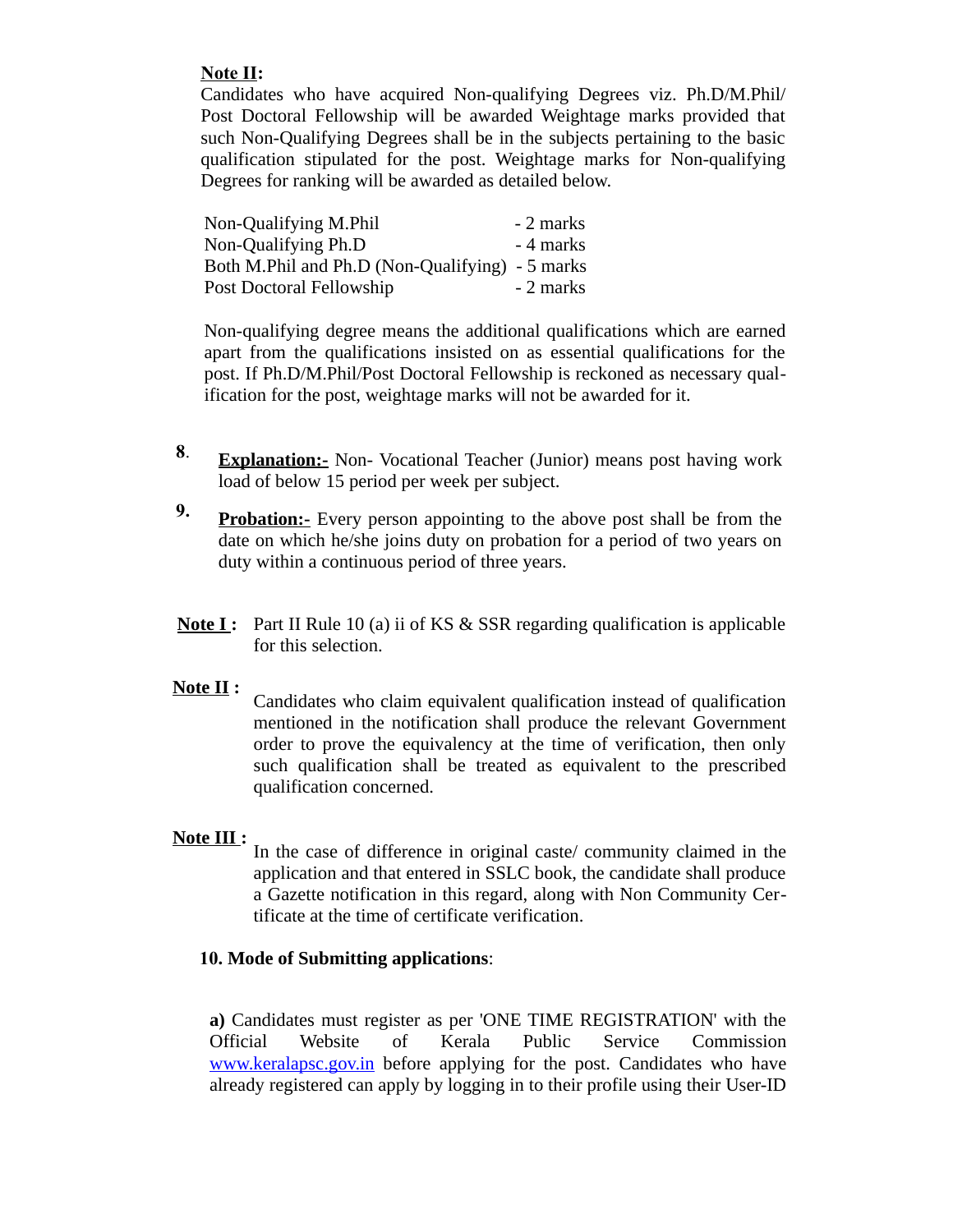**Note II:**

Candidates who have acquired Non-qualifying Degrees viz. Ph.D/M.Phil/ Post Doctoral Fellowship will be awarded Weightage marks provided that such Non-Qualifying Degrees shall be in the subjects pertaining to the basic qualification stipulated for the post. Weightage marks for Non-qualifying Degrees for ranking will be awarded as detailed below.

| | |
|---|---|
| Non-Qualifying M.Phil | - 2 marks |
| Non-Qualifying Ph.D | - 4 marks |
| Both M.Phil and Ph.D (Non-Qualifying) | - 5 marks |
| Post Doctoral Fellowship | - 2 marks |

Non-qualifying degree means the additional qualifications which are earned apart from the qualifications insisted on as essential qualifications for the post. If Ph.D/M.Phil/Post Doctoral Fellowship is reckoned as necessary qualification for the post, weightage marks will not be awarded for it.

**8.** **Explanation:-** Non- Vocational Teacher (Junior) means post having work load of below 15 period per week per subject.

**9.** **Probation:-** Every person appointing to the above post shall be from the date on which he/she joins duty on probation for a period of two years on duty within a continuous period of three years.

**Note I :** Part II Rule 10 (a) ii of KS & SSR regarding qualification is applicable for this selection.

**Note II :** Candidates who claim equivalent qualification instead of qualification mentioned in the notification shall produce the relevant Government order to prove the equivalency at the time of verification, then only such qualification shall be treated as equivalent to the prescribed qualification concerned.

**Note III :** In the case of difference in original caste/ community claimed in the application and that entered in SSLC book, the candidate shall produce a Gazette notification in this regard, along with Non Community Certificate at the time of certificate verification.

**10. Mode of Submitting applications**:

**a)** Candidates must register as per 'ONE TIME REGISTRATION' with the Official Website of Kerala Public Service Commission www.keralapsc.gov.in before applying for the post. Candidates who have already registered can apply by logging in to their profile using their User-ID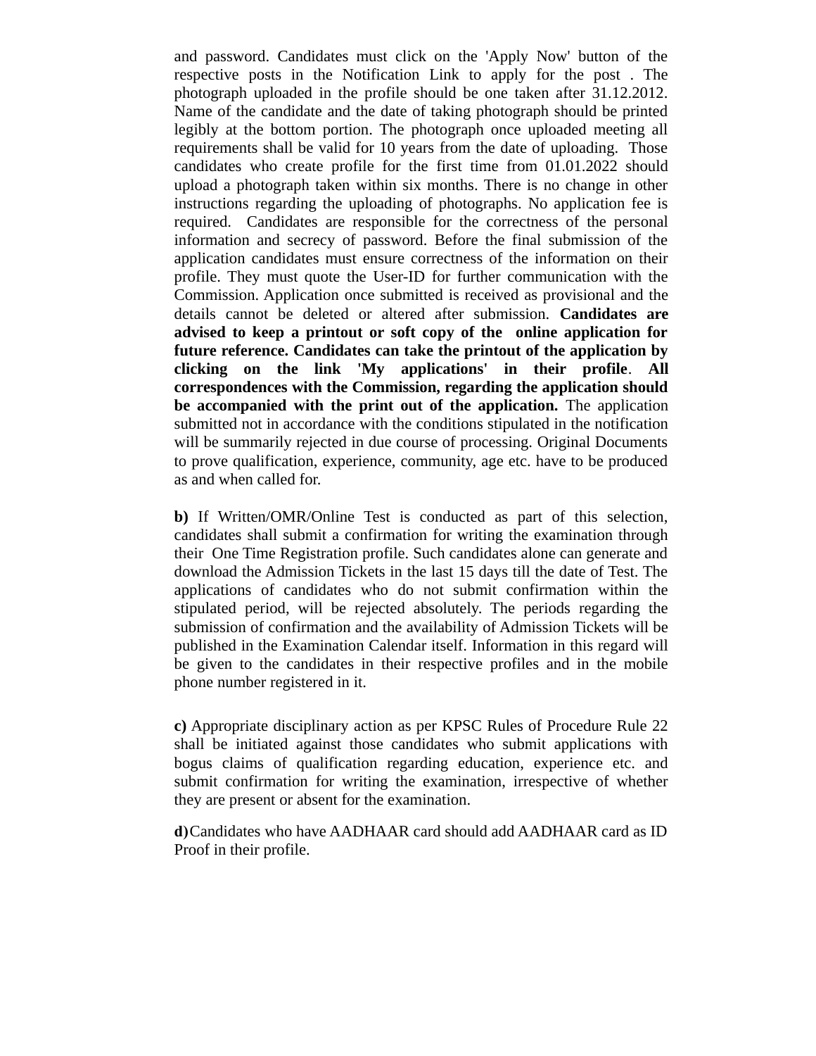and password. Candidates must click on the 'Apply Now' button of the respective posts in the Notification Link to apply for the post . The photograph uploaded in the profile should be one taken after 31.12.2012. Name of the candidate and the date of taking photograph should be printed legibly at the bottom portion. The photograph once uploaded meeting all requirements shall be valid for 10 years from the date of uploading. Those candidates who create profile for the first time from 01.01.2022 should upload a photograph taken within six months. There is no change in other instructions regarding the uploading of photographs. No application fee is required. Candidates are responsible for the correctness of the personal information and secrecy of password. Before the final submission of the application candidates must ensure correctness of the information on their profile. They must quote the User-ID for further communication with the Commission. Application once submitted is received as provisional and the details cannot be deleted or altered after submission. **Candidates are advised to keep a printout or soft copy of the online application for future reference. Candidates can take the printout of the application by clicking on the link 'My applications' in their profile**. **All correspondences with the Commission, regarding the application should be accompanied with the print out of the application.** The application submitted not in accordance with the conditions stipulated in the notification will be summarily rejected in due course of processing. Original Documents to prove qualification, experience, community, age etc. have to be produced as and when called for.

**b)** If Written/OMR/Online Test is conducted as part of this selection, candidates shall submit a confirmation for writing the examination through their One Time Registration profile. Such candidates alone can generate and download the Admission Tickets in the last 15 days till the date of Test. The applications of candidates who do not submit confirmation within the stipulated period, will be rejected absolutely. The periods regarding the submission of confirmation and the availability of Admission Tickets will be published in the Examination Calendar itself. Information in this regard will be given to the candidates in their respective profiles and in the mobile phone number registered in it.

**c)** Appropriate disciplinary action as per KPSC Rules of Procedure Rule 22 shall be initiated against those candidates who submit applications with bogus claims of qualification regarding education, experience etc. and submit confirmation for writing the examination, irrespective of whether they are present or absent for the examination.

**d)**Candidates who have AADHAAR card should add AADHAAR card as ID Proof in their profile.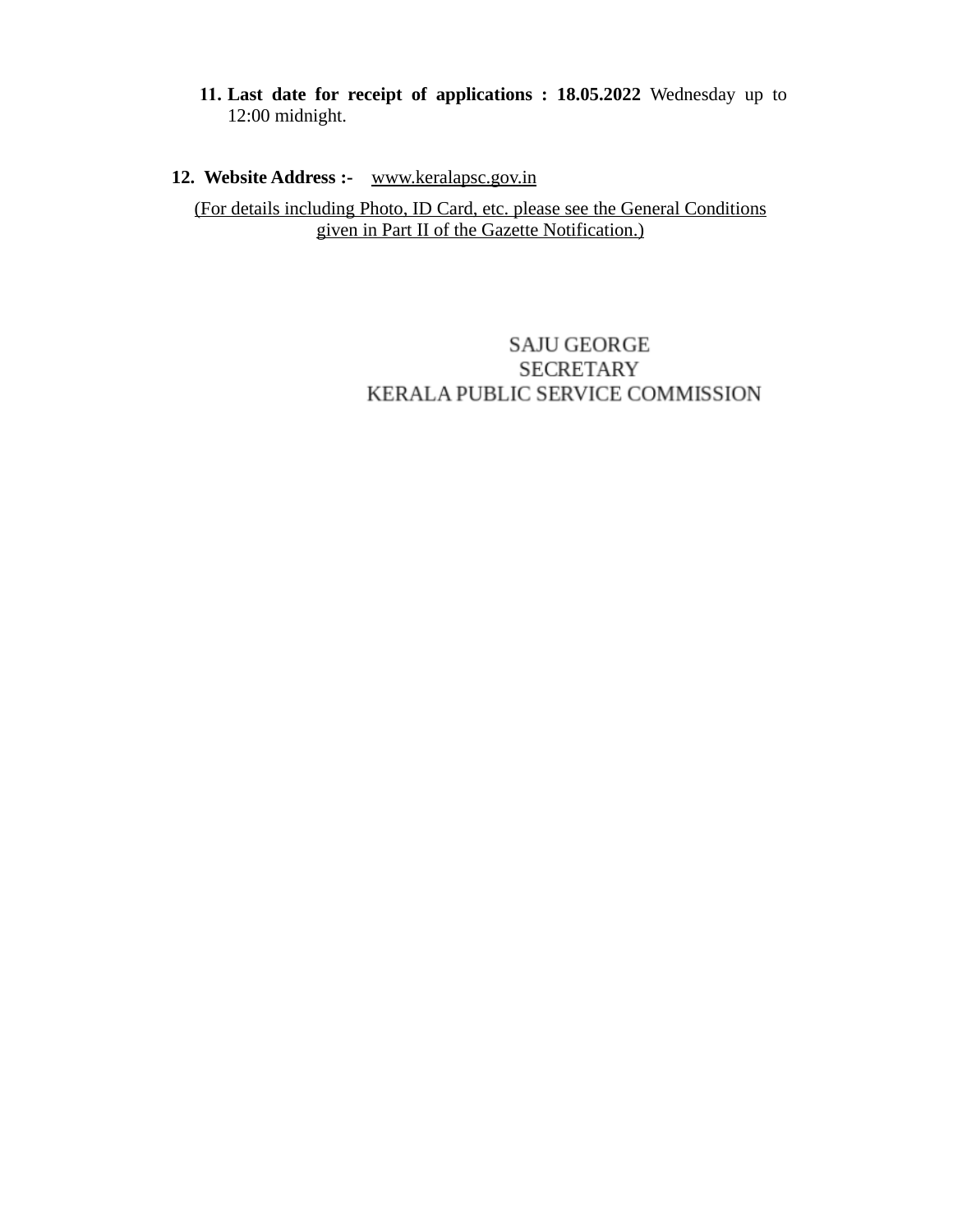11. **Last date for receipt of applications : 18.05.2022** Wednesday up to 12:00 midnight.

12. **Website Address :-** www.keralapsc.gov.in

(For details including Photo, ID Card, etc. please see the General Conditions given in Part II of the Gazette Notification.)

SAJU GEORGE
SECRETARY
KERALA PUBLIC SERVICE COMMISSION